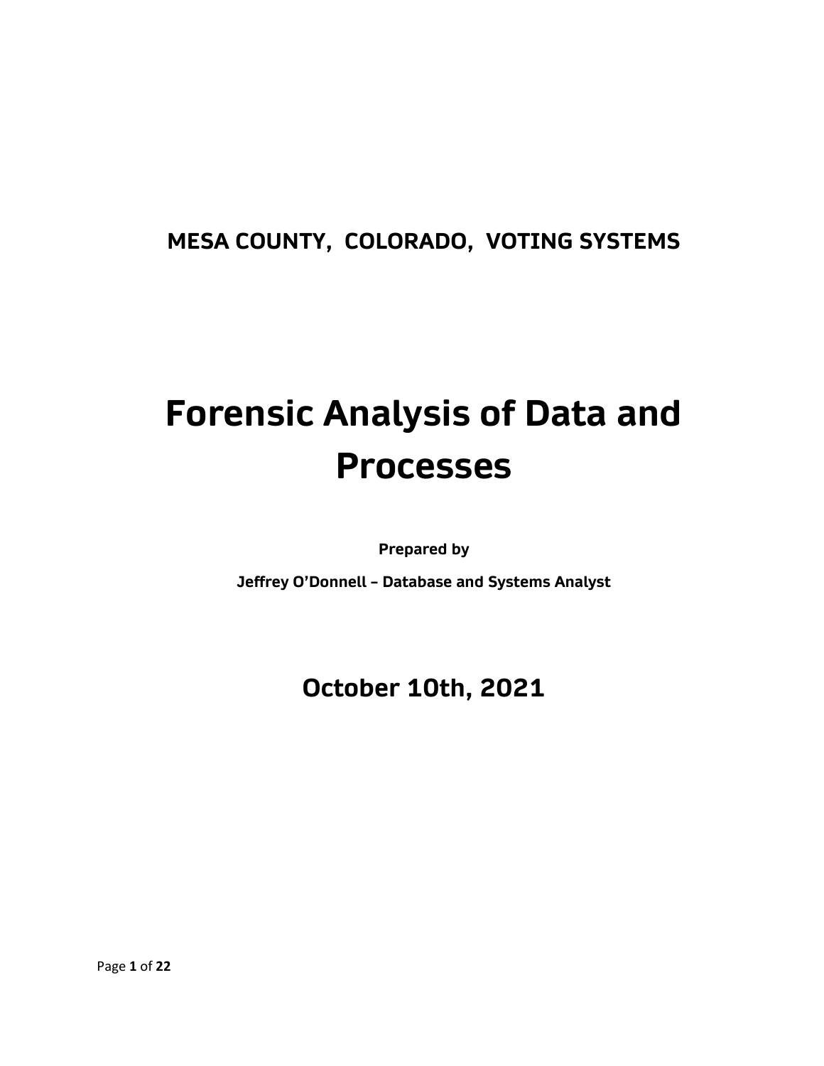**MESA COUNTY, COLORADO, VOTING SYSTEMS**

# Forensic Analysis of Data and Processes

**Prepared by**

**Jeffrey O'Donnell – Database and Systems Analyst**

## October 10th, 2021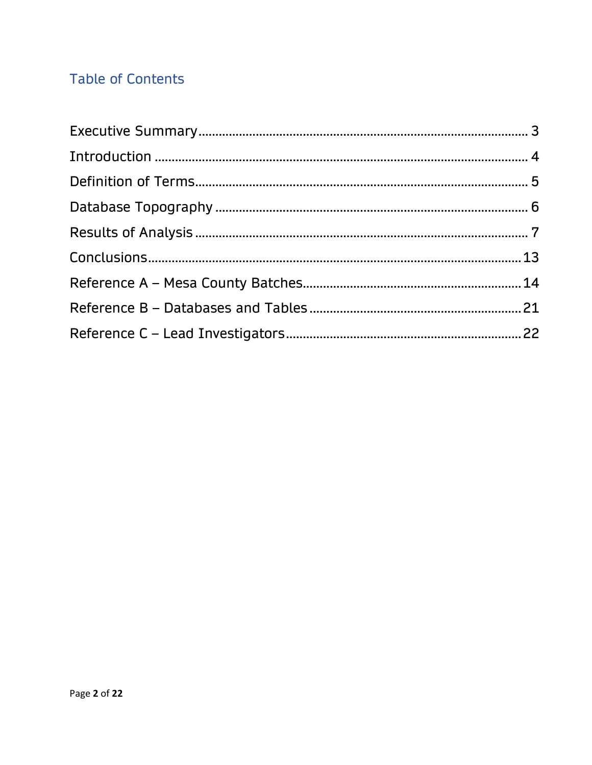## Table of Contents

Executive Summary ........................................................................................ 3

Introduction ................................................................................................. 4

Definition of Terms......................................................................................... 5

Database Topography .................................................................................... 6

Results of Analysis ......................................................................................... 7

Conclusions.................................................................................................. 13

Reference A – Mesa County Batches.............................................................. 14

Reference B – Databases and Tables ............................................................. 21

Reference C – Lead Investigators................................................................... 22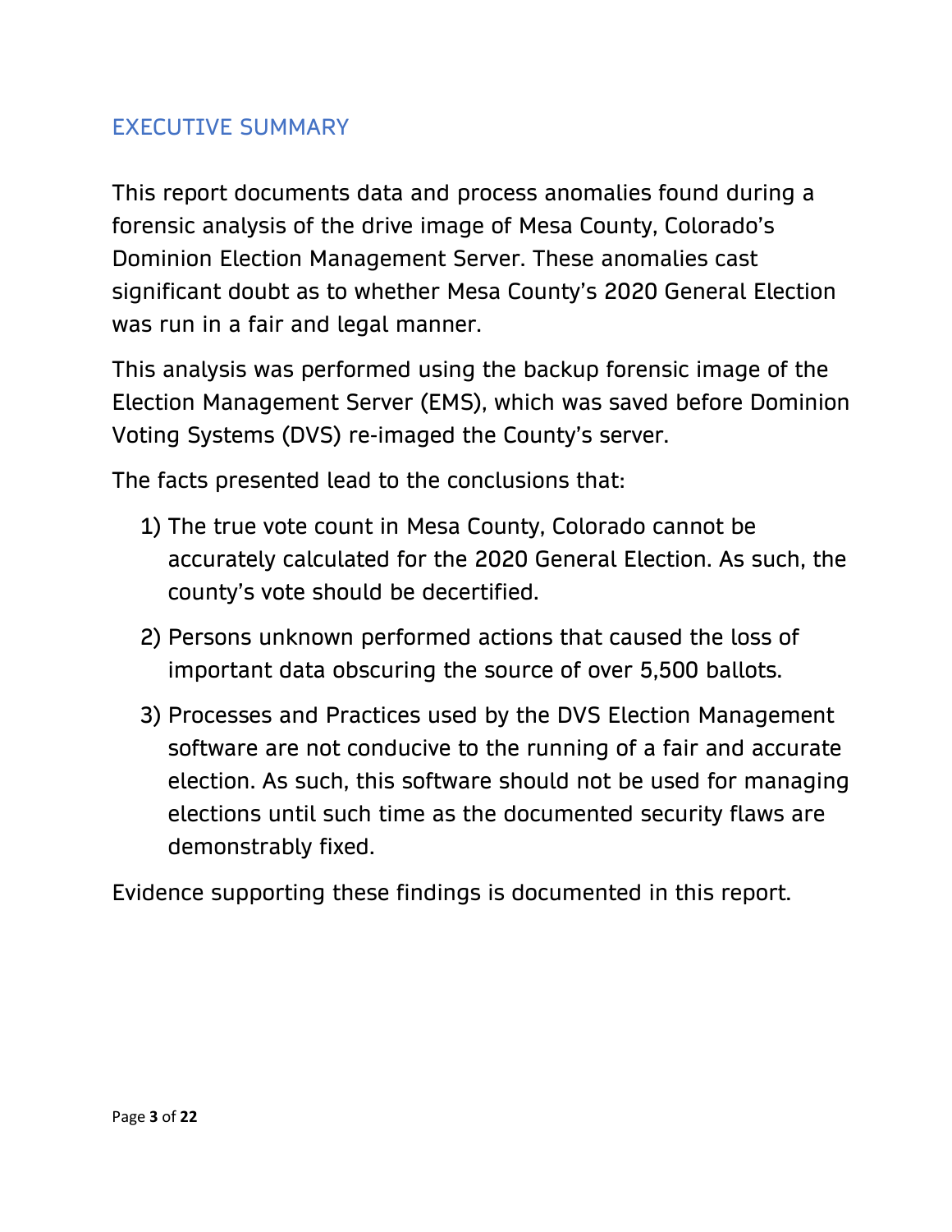## EXECUTIVE SUMMARY

This report documents data and process anomalies found during a forensic analysis of the drive image of Mesa County, Colorado's Dominion Election Management Server. These anomalies cast significant doubt as to whether Mesa County's 2020 General Election was run in a fair and legal manner.

This analysis was performed using the backup forensic image of the Election Management Server (EMS), which was saved before Dominion Voting Systems (DVS) re-imaged the County's server.

The facts presented lead to the conclusions that:

1) The true vote count in Mesa County, Colorado cannot be accurately calculated for the 2020 General Election. As such, the county's vote should be decertified.
2) Persons unknown performed actions that caused the loss of important data obscuring the source of over 5,500 ballots.
3) Processes and Practices used by the DVS Election Management software are not conducive to the running of a fair and accurate election. As such, this software should not be used for managing elections until such time as the documented security flaws are demonstrably fixed.

Evidence supporting these findings is documented in this report.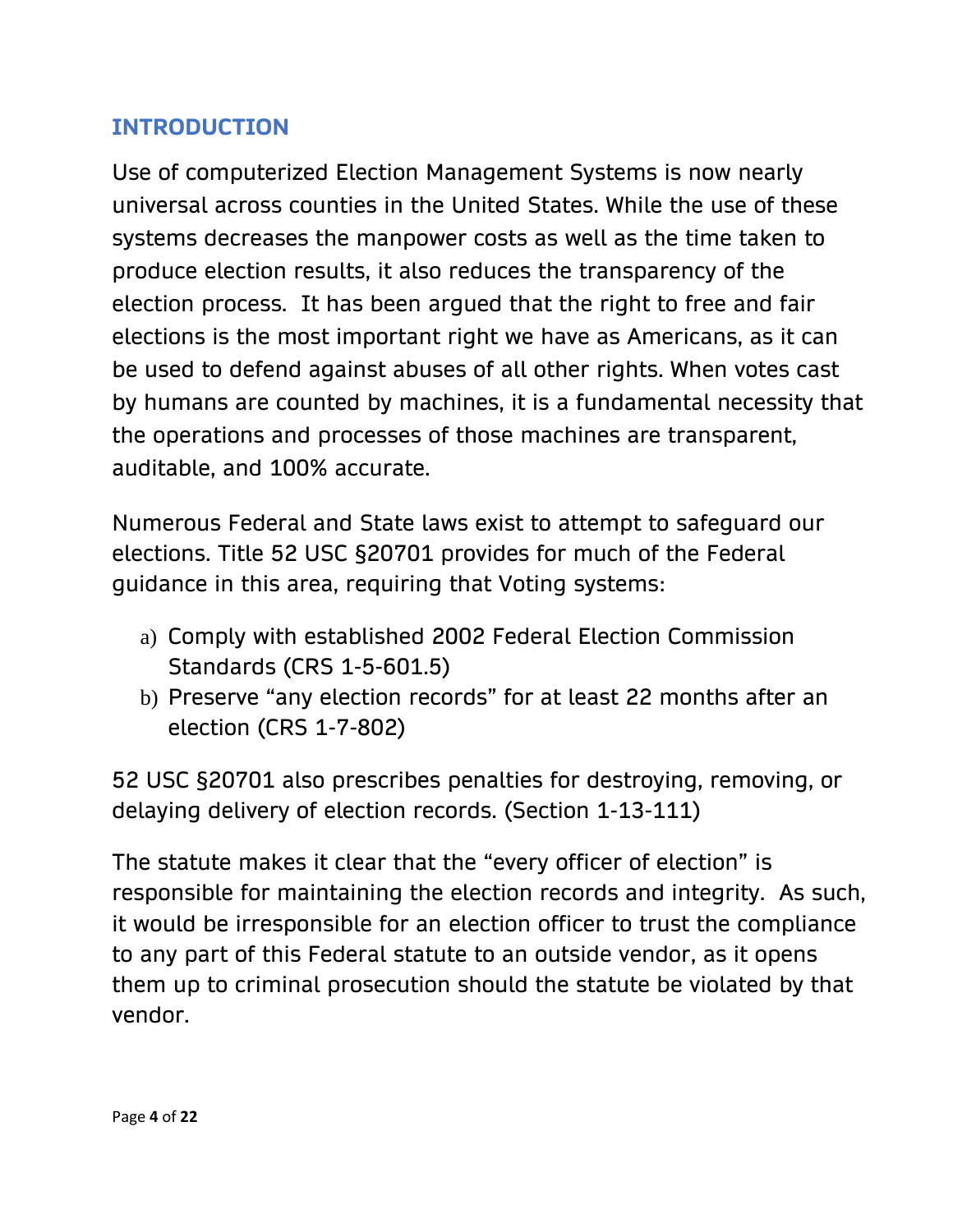## INTRODUCTION

Use of computerized Election Management Systems is now nearly universal across counties in the United States. While the use of these systems decreases the manpower costs as well as the time taken to produce election results, it also reduces the transparency of the election process.  It has been argued that the right to free and fair elections is the most important right we have as Americans, as it can be used to defend against abuses of all other rights. When votes cast by humans are counted by machines, it is a fundamental necessity that the operations and processes of those machines are transparent, auditable, and 100% accurate.

Numerous Federal and State laws exist to attempt to safeguard our elections. Title 52 USC §20701 provides for much of the Federal guidance in this area, requiring that Voting systems:

a) Comply with established 2002 Federal Election Commission Standards (CRS 1-5-601.5)
b) Preserve "any election records" for at least 22 months after an election (CRS 1-7-802)

52 USC §20701 also prescribes penalties for destroying, removing, or delaying delivery of election records. (Section 1-13-111)

The statute makes it clear that the "every officer of election" is responsible for maintaining the election records and integrity.  As such, it would be irresponsible for an election officer to trust the compliance to any part of this Federal statute to an outside vendor, as it opens them up to criminal prosecution should the statute be violated by that vendor.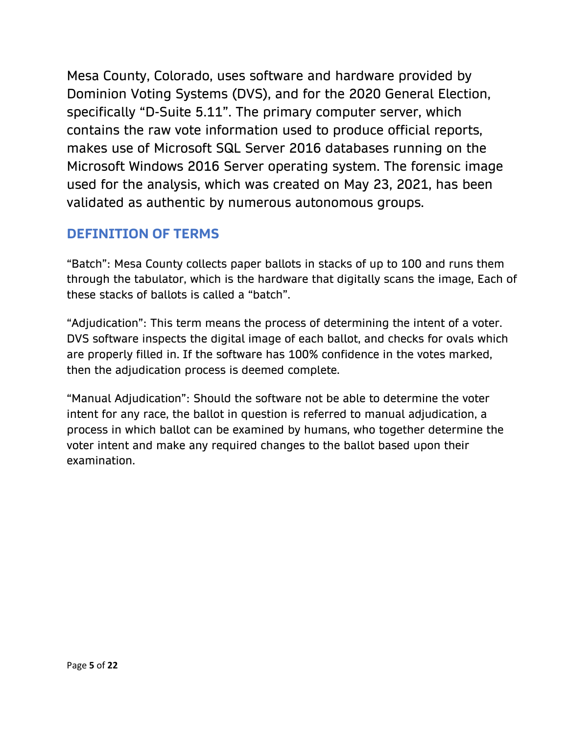Mesa County, Colorado, uses software and hardware provided by Dominion Voting Systems (DVS), and for the 2020 General Election, specifically "D-Suite 5.11". The primary computer server, which contains the raw vote information used to produce official reports, makes use of Microsoft SQL Server 2016 databases running on the Microsoft Windows 2016 Server operating system. The forensic image used for the analysis, which was created on May 23, 2021, has been validated as authentic by numerous autonomous groups.

## DEFINITION OF TERMS

"Batch": Mesa County collects paper ballots in stacks of up to 100 and runs them through the tabulator, which is the hardware that digitally scans the image, Each of these stacks of ballots is called a "batch".

"Adjudication": This term means the process of determining the intent of a voter. DVS software inspects the digital image of each ballot, and checks for ovals which are properly filled in. If the software has 100% confidence in the votes marked, then the adjudication process is deemed complete.

"Manual Adjudication": Should the software not be able to determine the voter intent for any race, the ballot in question is referred to manual adjudication, a process in which ballot can be examined by humans, who together determine the voter intent and make any required changes to the ballot based upon their examination.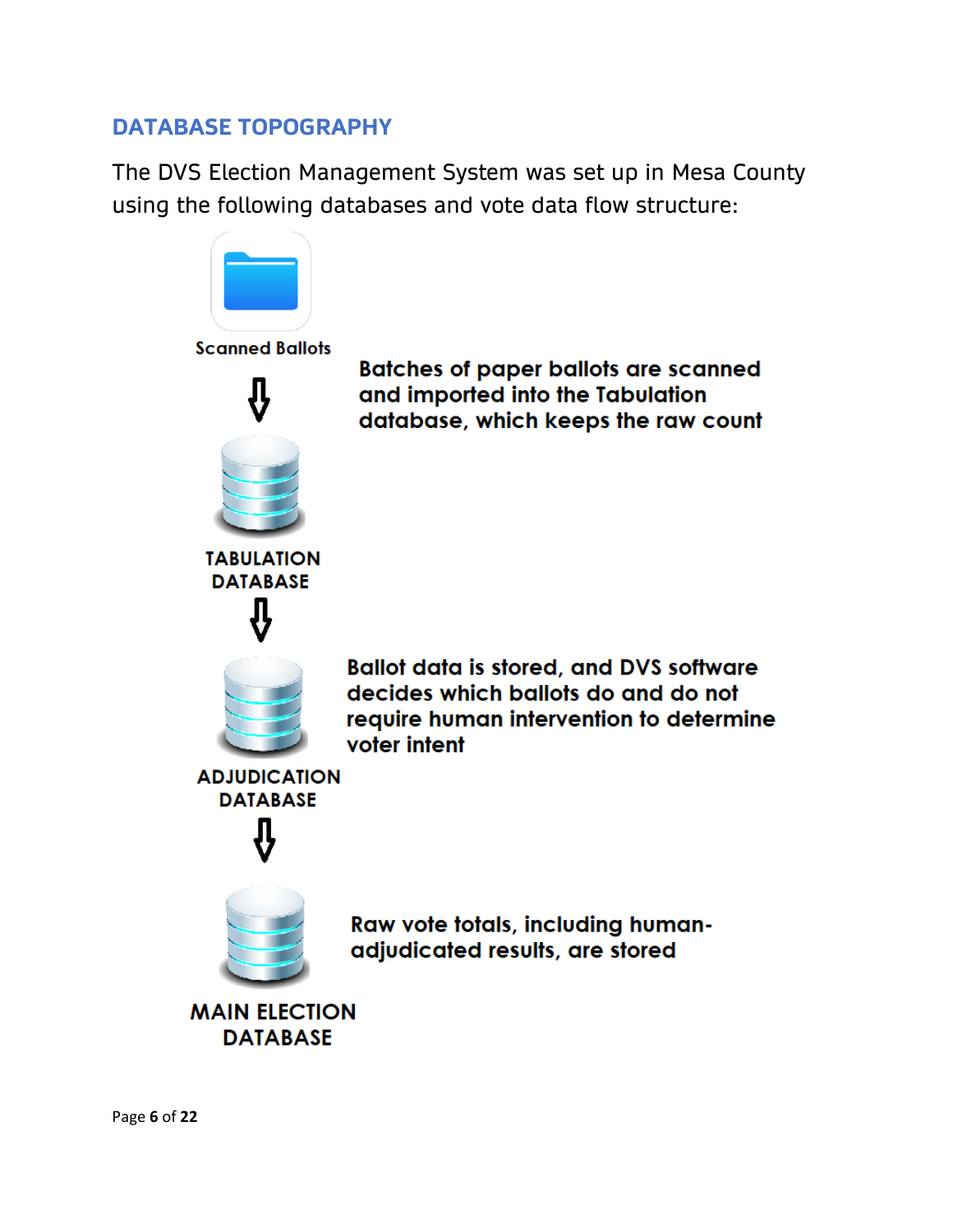## DATABASE TOPOGRAPHY

The DVS Election Management System was set up in Mesa County using the following databases and vote data flow structure:

Scanned Ballots

⇩

Batches of paper ballots are scanned and imported into the Tabulation database, which keeps the raw count

TABULATION DATABASE

⇩

Ballot data is stored, and DVS software decides which ballots do and do not require human intervention to determine voter intent

ADJUDICATION DATABASE

⇩

Raw vote totals, including human-adjudicated results, are stored

MAIN ELECTION DATABASE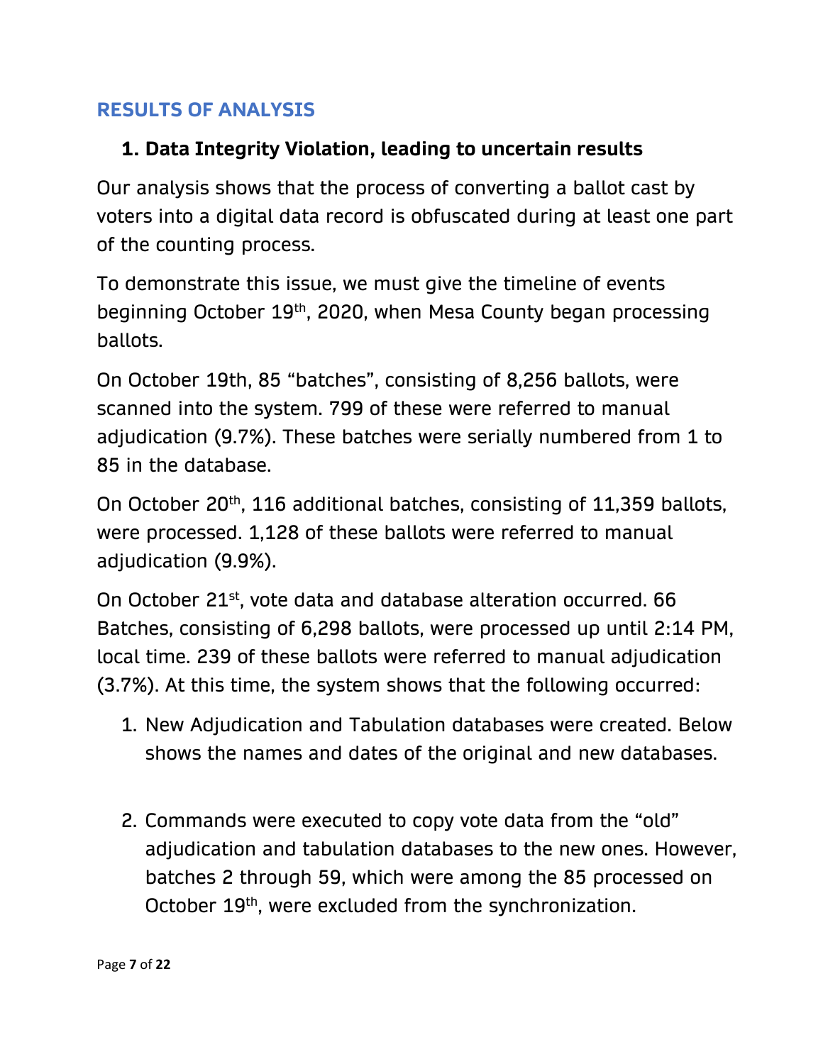## RESULTS OF ANALYSIS

### 1. Data Integrity Violation, leading to uncertain results

Our analysis shows that the process of converting a ballot cast by voters into a digital data record is obfuscated during at least one part of the counting process.

To demonstrate this issue, we must give the timeline of events beginning October 19th, 2020, when Mesa County began processing ballots.

On October 19th, 85 "batches", consisting of 8,256 ballots, were scanned into the system. 799 of these were referred to manual adjudication (9.7%). These batches were serially numbered from 1 to 85 in the database.

On October 20th, 116 additional batches, consisting of 11,359 ballots, were processed. 1,128 of these ballots were referred to manual adjudication (9.9%).

On October 21st, vote data and database alteration occurred. 66 Batches, consisting of 6,298 ballots, were processed up until 2:14 PM, local time. 239 of these ballots were referred to manual adjudication (3.7%). At this time, the system shows that the following occurred:

1. New Adjudication and Tabulation databases were created. Below shows the names and dates of the original and new databases.

2. Commands were executed to copy vote data from the "old" adjudication and tabulation databases to the new ones. However, batches 2 through 59, which were among the 85 processed on October 19th, were excluded from the synchronization.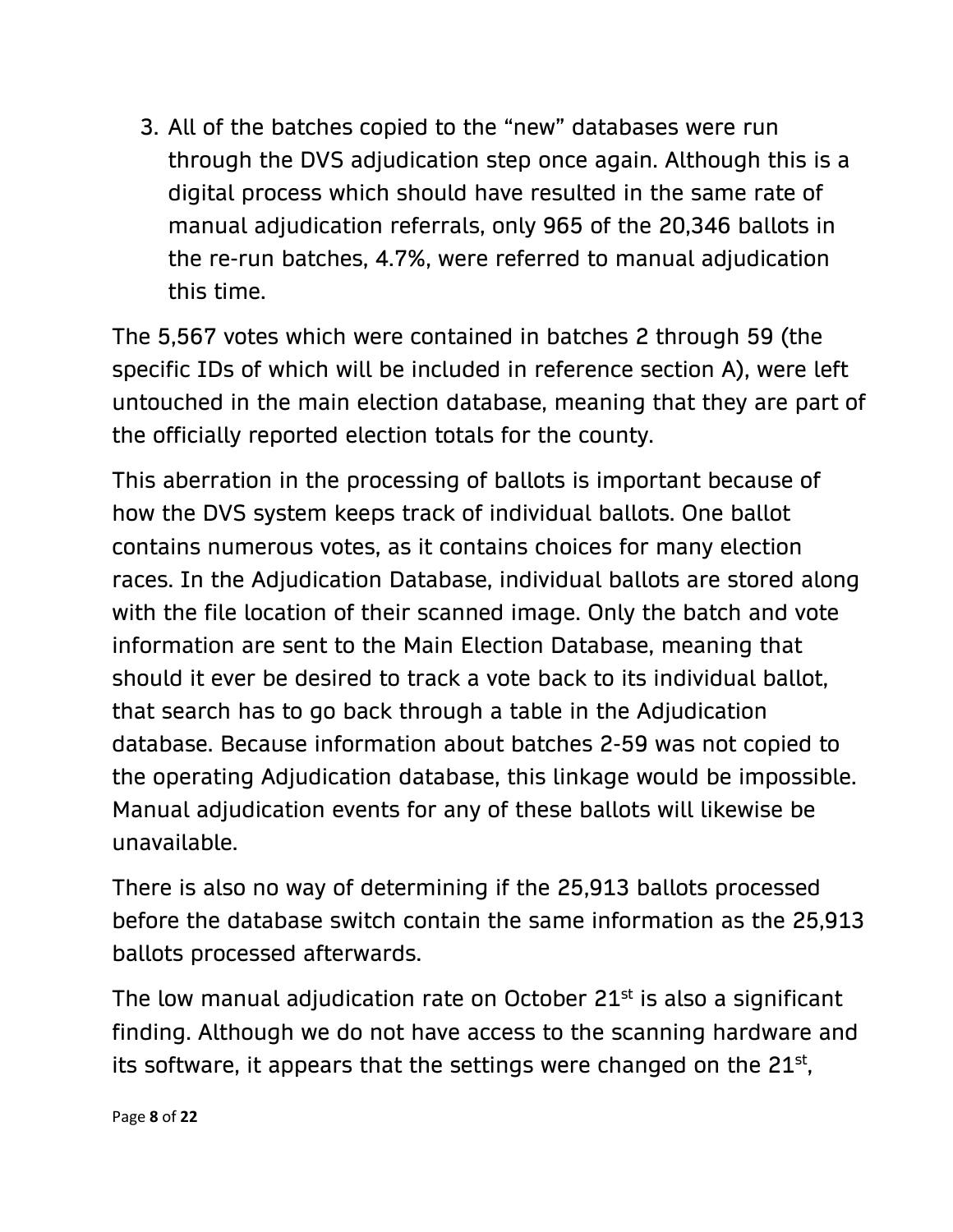3. All of the batches copied to the "new" databases were run through the DVS adjudication step once again. Although this is a digital process which should have resulted in the same rate of manual adjudication referrals, only 965 of the 20,346 ballots in the re-run batches, 4.7%, were referred to manual adjudication this time.

The 5,567 votes which were contained in batches 2 through 59 (the specific IDs of which will be included in reference section A), were left untouched in the main election database, meaning that they are part of the officially reported election totals for the county.

This aberration in the processing of ballots is important because of how the DVS system keeps track of individual ballots. One ballot contains numerous votes, as it contains choices for many election races. In the Adjudication Database, individual ballots are stored along with the file location of their scanned image. Only the batch and vote information are sent to the Main Election Database, meaning that should it ever be desired to track a vote back to its individual ballot, that search has to go back through a table in the Adjudication database. Because information about batches 2-59 was not copied to the operating Adjudication database, this linkage would be impossible. Manual adjudication events for any of these ballots will likewise be unavailable.

There is also no way of determining if the 25,913 ballots processed before the database switch contain the same information as the 25,913 ballots processed afterwards.

The low manual adjudication rate on October 21st is also a significant finding. Although we do not have access to the scanning hardware and its software, it appears that the settings were changed on the 21st,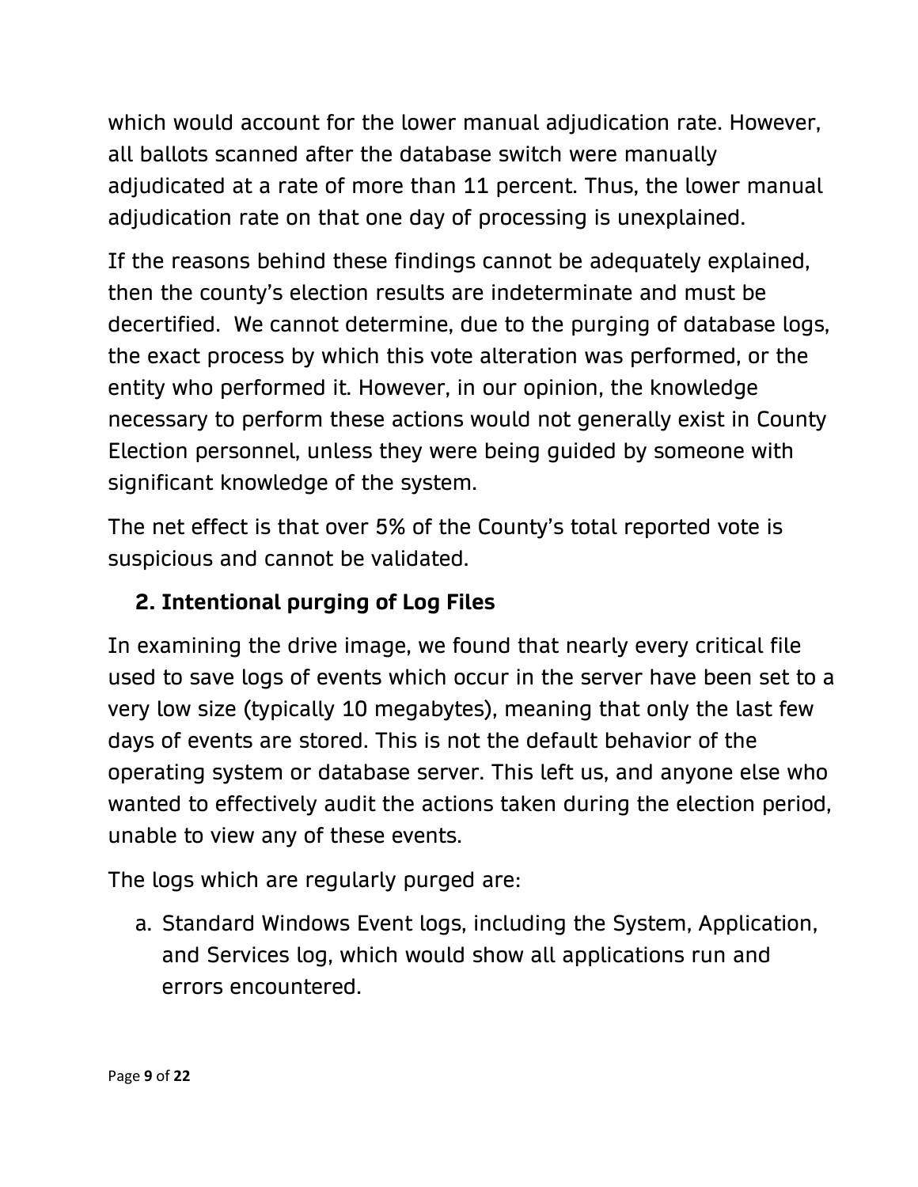which would account for the lower manual adjudication rate. However, all ballots scanned after the database switch were manually adjudicated at a rate of more than 11 percent. Thus, the lower manual adjudication rate on that one day of processing is unexplained.

If the reasons behind these findings cannot be adequately explained, then the county's election results are indeterminate and must be decertified.  We cannot determine, due to the purging of database logs, the exact process by which this vote alteration was performed, or the entity who performed it. However, in our opinion, the knowledge necessary to perform these actions would not generally exist in County Election personnel, unless they were being guided by someone with significant knowledge of the system.

The net effect is that over 5% of the County's total reported vote is suspicious and cannot be validated.

## 2. Intentional purging of Log Files

In examining the drive image, we found that nearly every critical file used to save logs of events which occur in the server have been set to a very low size (typically 10 megabytes), meaning that only the last few days of events are stored. This is not the default behavior of the operating system or database server. This left us, and anyone else who wanted to effectively audit the actions taken during the election period, unable to view any of these events.

The logs which are regularly purged are:

a. Standard Windows Event logs, including the System, Application, and Services log, which would show all applications run and errors encountered.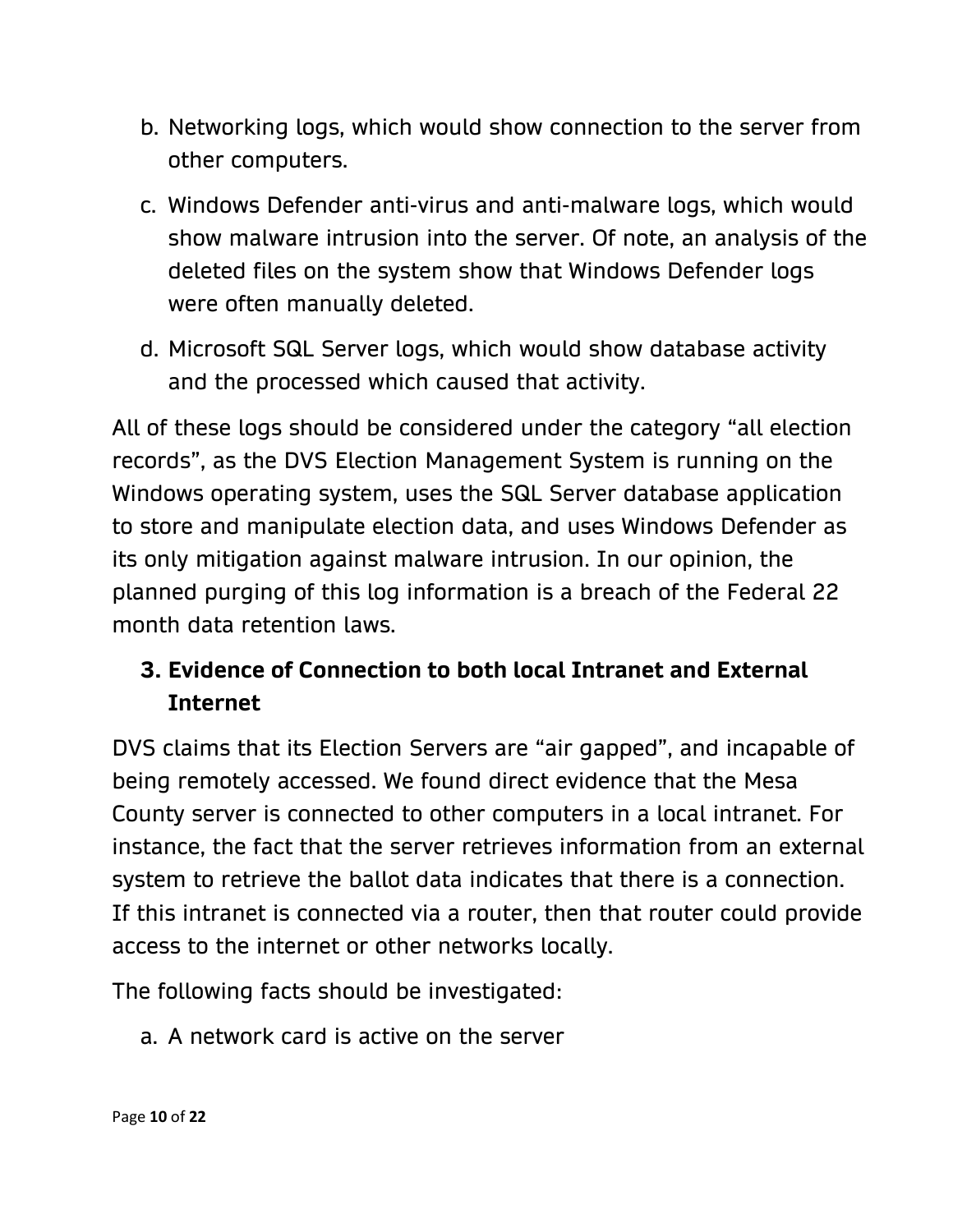b. Networking logs, which would show connection to the server from other computers.

c. Windows Defender anti-virus and anti-malware logs, which would show malware intrusion into the server. Of note, an analysis of the deleted files on the system show that Windows Defender logs were often manually deleted.

d. Microsoft SQL Server logs, which would show database activity and the processed which caused that activity.

All of these logs should be considered under the category "all election records", as the DVS Election Management System is running on the Windows operating system, uses the SQL Server database application to store and manipulate election data, and uses Windows Defender as its only mitigation against malware intrusion. In our opinion, the planned purging of this log information is a breach of the Federal 22 month data retention laws.

### 3. Evidence of Connection to both local Intranet and External Internet

DVS claims that its Election Servers are "air gapped", and incapable of being remotely accessed. We found direct evidence that the Mesa County server is connected to other computers in a local intranet. For instance, the fact that the server retrieves information from an external system to retrieve the ballot data indicates that there is a connection. If this intranet is connected via a router, then that router could provide access to the internet or other networks locally.

The following facts should be investigated:

a. A network card is active on the server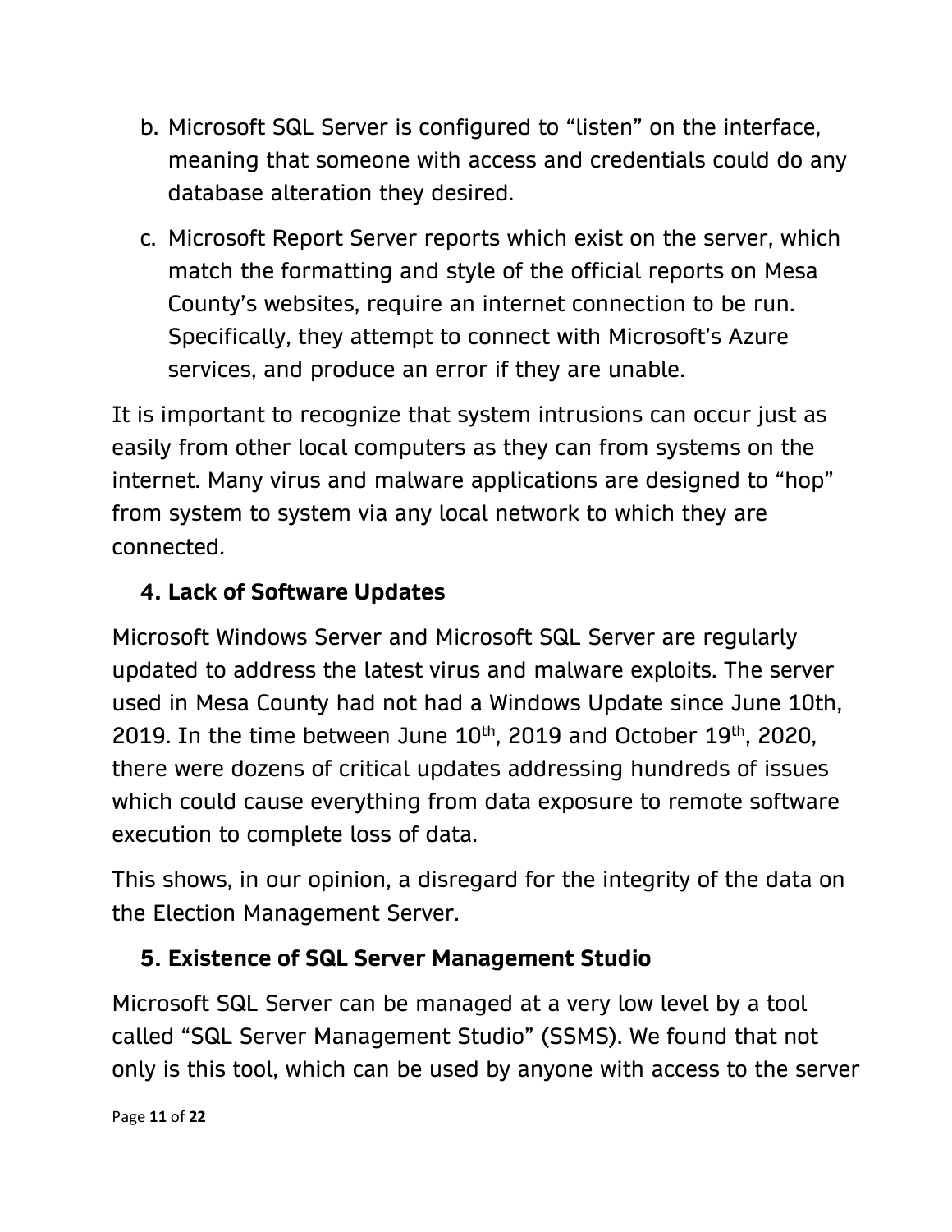b. Microsoft SQL Server is configured to “listen” on the interface, meaning that someone with access and credentials could do any database alteration they desired.

c. Microsoft Report Server reports which exist on the server, which match the formatting and style of the official reports on Mesa County’s websites, require an internet connection to be run. Specifically, they attempt to connect with Microsoft’s Azure services, and produce an error if they are unable.

It is important to recognize that system intrusions can occur just as easily from other local computers as they can from systems on the internet. Many virus and malware applications are designed to “hop” from system to system via any local network to which they are connected.

### 4. Lack of Software Updates

Microsoft Windows Server and Microsoft SQL Server are regularly updated to address the latest virus and malware exploits. The server used in Mesa County had not had a Windows Update since June 10th, 2019. In the time between June 10th, 2019 and October 19th, 2020, there were dozens of critical updates addressing hundreds of issues which could cause everything from data exposure to remote software execution to complete loss of data.

This shows, in our opinion, a disregard for the integrity of the data on the Election Management Server.

### 5. Existence of SQL Server Management Studio

Microsoft SQL Server can be managed at a very low level by a tool called “SQL Server Management Studio” (SSMS). We found that not only is this tool, which can be used by anyone with access to the server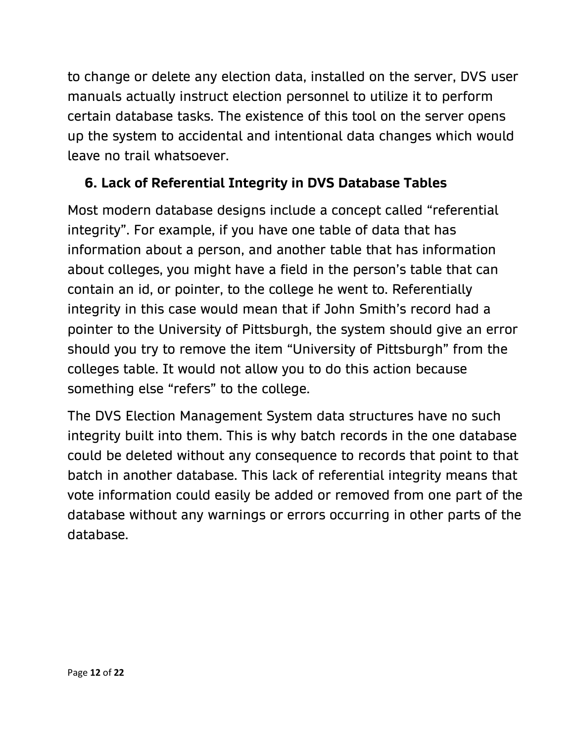to change or delete any election data, installed on the server, DVS user manuals actually instruct election personnel to utilize it to perform certain database tasks. The existence of this tool on the server opens up the system to accidental and intentional data changes which would leave no trail whatsoever.

## 6. Lack of Referential Integrity in DVS Database Tables

Most modern database designs include a concept called "referential integrity". For example, if you have one table of data that has information about a person, and another table that has information about colleges, you might have a field in the person's table that can contain an id, or pointer, to the college he went to. Referentially integrity in this case would mean that if John Smith's record had a pointer to the University of Pittsburgh, the system should give an error should you try to remove the item "University of Pittsburgh" from the colleges table. It would not allow you to do this action because something else "refers" to the college.

The DVS Election Management System data structures have no such integrity built into them. This is why batch records in the one database could be deleted without any consequence to records that point to that batch in another database. This lack of referential integrity means that vote information could easily be added or removed from one part of the database without any warnings or errors occurring in other parts of the database.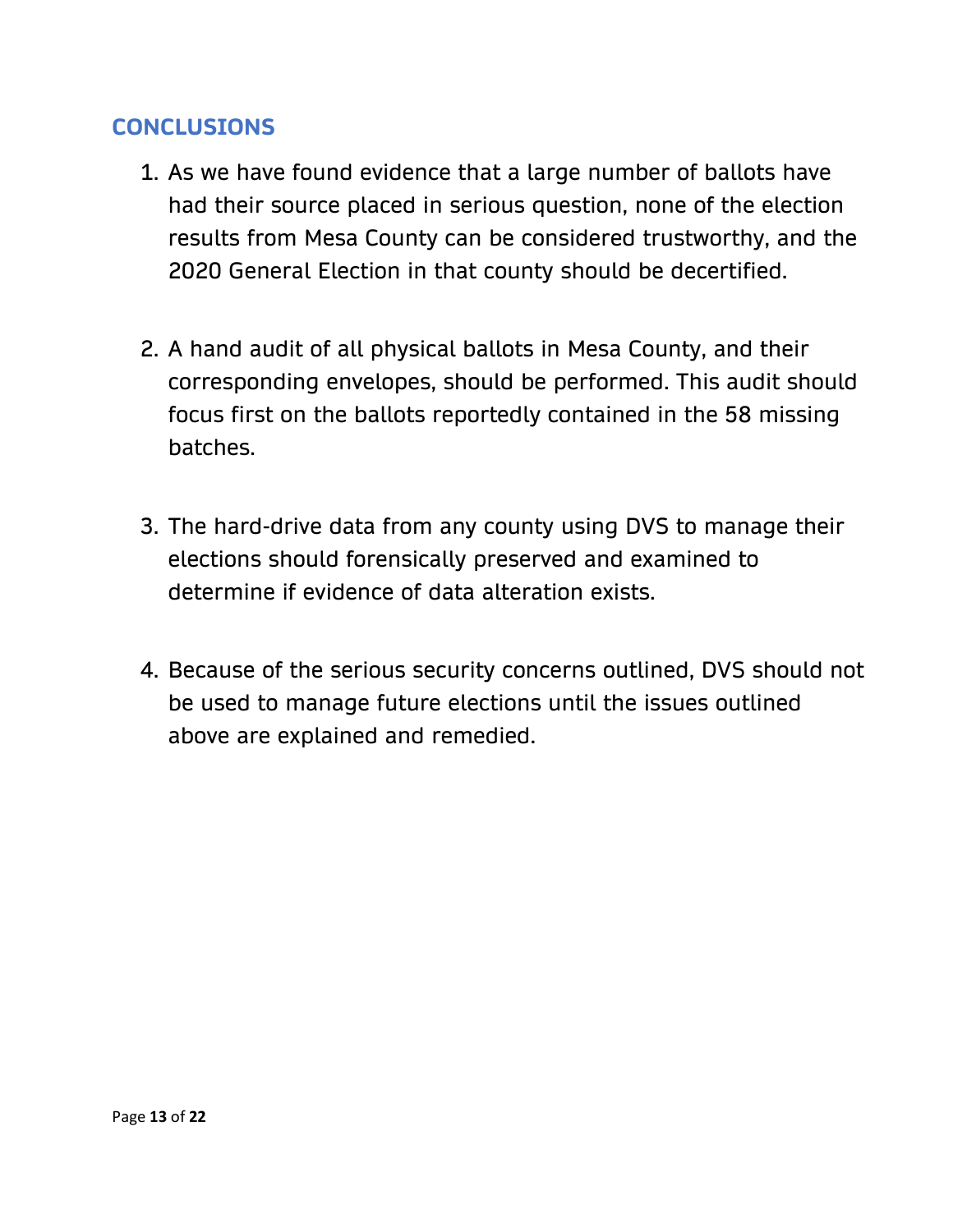## CONCLUSIONS

1. As we have found evidence that a large number of ballots have had their source placed in serious question, none of the election results from Mesa County can be considered trustworthy, and the 2020 General Election in that county should be decertified.

2. A hand audit of all physical ballots in Mesa County, and their corresponding envelopes, should be performed. This audit should focus first on the ballots reportedly contained in the 58 missing batches.

3. The hard-drive data from any county using DVS to manage their elections should forensically preserved and examined to determine if evidence of data alteration exists.

4. Because of the serious security concerns outlined, DVS should not be used to manage future elections until the issues outlined above are explained and remedied.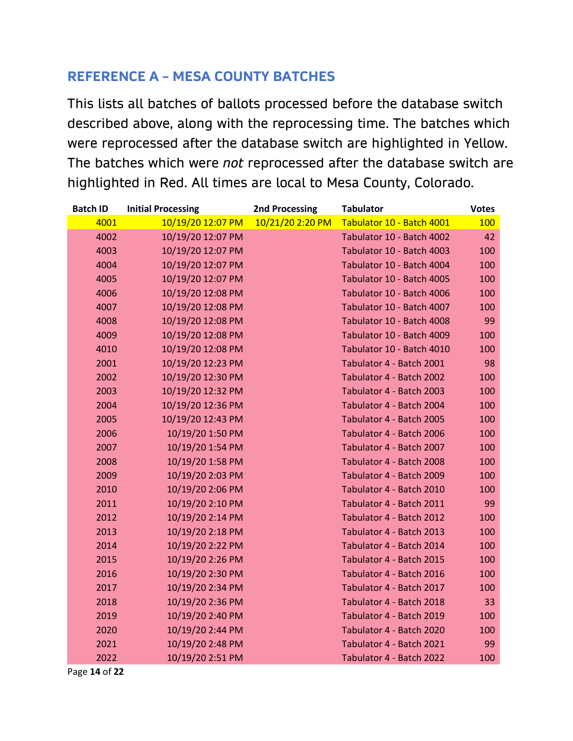## REFERENCE A – MESA COUNTY BATCHES

This lists all batches of ballots processed before the database switch described above, along with the reprocessing time. The batches which were reprocessed after the database switch are highlighted in Yellow. The batches which were *not* reprocessed after the database switch are highlighted in Red. All times are local to Mesa County, Colorado.

| Batch ID | Initial Processing | 2nd Processing | Tabulator | Votes |
|---|---|---|---|---|
| 4001 | 10/19/20 12:07 PM | 10/21/20 2:20 PM | Tabulator 10 - Batch 4001 | 100 |
| 4002 | 10/19/20 12:07 PM | | Tabulator 10 - Batch 4002 | 42 |
| 4003 | 10/19/20 12:07 PM | | Tabulator 10 - Batch 4003 | 100 |
| 4004 | 10/19/20 12:07 PM | | Tabulator 10 - Batch 4004 | 100 |
| 4005 | 10/19/20 12:07 PM | | Tabulator 10 - Batch 4005 | 100 |
| 4006 | 10/19/20 12:08 PM | | Tabulator 10 - Batch 4006 | 100 |
| 4007 | 10/19/20 12:08 PM | | Tabulator 10 - Batch 4007 | 100 |
| 4008 | 10/19/20 12:08 PM | | Tabulator 10 - Batch 4008 | 99 |
| 4009 | 10/19/20 12:08 PM | | Tabulator 10 - Batch 4009 | 100 |
| 4010 | 10/19/20 12:08 PM | | Tabulator 10 - Batch 4010 | 100 |
| 2001 | 10/19/20 12:23 PM | | Tabulator 4 - Batch 2001 | 98 |
| 2002 | 10/19/20 12:30 PM | | Tabulator 4 - Batch 2002 | 100 |
| 2003 | 10/19/20 12:32 PM | | Tabulator 4 - Batch 2003 | 100 |
| 2004 | 10/19/20 12:36 PM | | Tabulator 4 - Batch 2004 | 100 |
| 2005 | 10/19/20 12:43 PM | | Tabulator 4 - Batch 2005 | 100 |
| 2006 | 10/19/20 1:50 PM | | Tabulator 4 - Batch 2006 | 100 |
| 2007 | 10/19/20 1:54 PM | | Tabulator 4 - Batch 2007 | 100 |
| 2008 | 10/19/20 1:58 PM | | Tabulator 4 - Batch 2008 | 100 |
| 2009 | 10/19/20 2:03 PM | | Tabulator 4 - Batch 2009 | 100 |
| 2010 | 10/19/20 2:06 PM | | Tabulator 4 - Batch 2010 | 100 |
| 2011 | 10/19/20 2:10 PM | | Tabulator 4 - Batch 2011 | 99 |
| 2012 | 10/19/20 2:14 PM | | Tabulator 4 - Batch 2012 | 100 |
| 2013 | 10/19/20 2:18 PM | | Tabulator 4 - Batch 2013 | 100 |
| 2014 | 10/19/20 2:22 PM | | Tabulator 4 - Batch 2014 | 100 |
| 2015 | 10/19/20 2:26 PM | | Tabulator 4 - Batch 2015 | 100 |
| 2016 | 10/19/20 2:30 PM | | Tabulator 4 - Batch 2016 | 100 |
| 2017 | 10/19/20 2:34 PM | | Tabulator 4 - Batch 2017 | 100 |
| 2018 | 10/19/20 2:36 PM | | Tabulator 4 - Batch 2018 | 33 |
| 2019 | 10/19/20 2:40 PM | | Tabulator 4 - Batch 2019 | 100 |
| 2020 | 10/19/20 2:44 PM | | Tabulator 4 - Batch 2020 | 100 |
| 2021 | 10/19/20 2:48 PM | | Tabulator 4 - Batch 2021 | 99 |
| 2022 | 10/19/20 2:51 PM | | Tabulator 4 - Batch 2022 | 100 |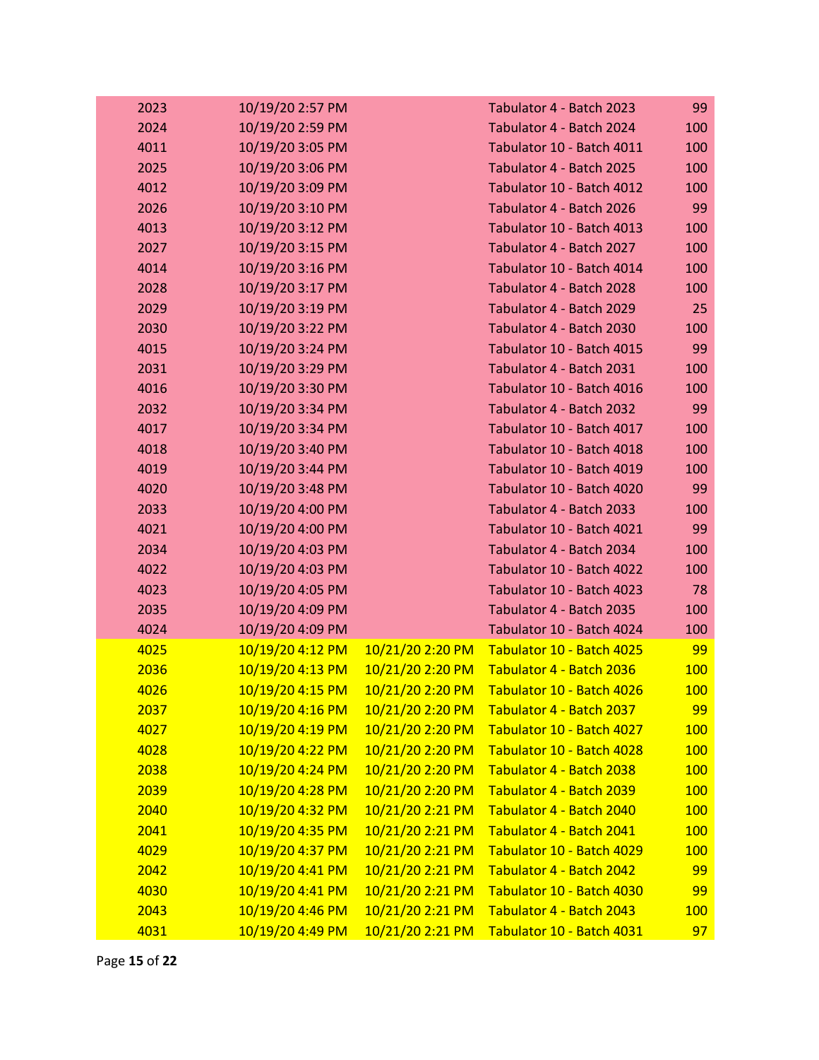| | | | | |
|---|---|---|---|---|
| 2023 | 10/19/20 2:57 PM | | Tabulator 4 - Batch 2023 | 99 |
| 2024 | 10/19/20 2:59 PM | | Tabulator 4 - Batch 2024 | 100 |
| 4011 | 10/19/20 3:05 PM | | Tabulator 10 - Batch 4011 | 100 |
| 2025 | 10/19/20 3:06 PM | | Tabulator 4 - Batch 2025 | 100 |
| 4012 | 10/19/20 3:09 PM | | Tabulator 10 - Batch 4012 | 100 |
| 2026 | 10/19/20 3:10 PM | | Tabulator 4 - Batch 2026 | 99 |
| 4013 | 10/19/20 3:12 PM | | Tabulator 10 - Batch 4013 | 100 |
| 2027 | 10/19/20 3:15 PM | | Tabulator 4 - Batch 2027 | 100 |
| 4014 | 10/19/20 3:16 PM | | Tabulator 10 - Batch 4014 | 100 |
| 2028 | 10/19/20 3:17 PM | | Tabulator 4 - Batch 2028 | 100 |
| 2029 | 10/19/20 3:19 PM | | Tabulator 4 - Batch 2029 | 25 |
| 2030 | 10/19/20 3:22 PM | | Tabulator 4 - Batch 2030 | 100 |
| 4015 | 10/19/20 3:24 PM | | Tabulator 10 - Batch 4015 | 99 |
| 2031 | 10/19/20 3:29 PM | | Tabulator 4 - Batch 2031 | 100 |
| 4016 | 10/19/20 3:30 PM | | Tabulator 10 - Batch 4016 | 100 |
| 2032 | 10/19/20 3:34 PM | | Tabulator 4 - Batch 2032 | 99 |
| 4017 | 10/19/20 3:34 PM | | Tabulator 10 - Batch 4017 | 100 |
| 4018 | 10/19/20 3:40 PM | | Tabulator 10 - Batch 4018 | 100 |
| 4019 | 10/19/20 3:44 PM | | Tabulator 10 - Batch 4019 | 100 |
| 4020 | 10/19/20 3:48 PM | | Tabulator 10 - Batch 4020 | 99 |
| 2033 | 10/19/20 4:00 PM | | Tabulator 4 - Batch 2033 | 100 |
| 4021 | 10/19/20 4:00 PM | | Tabulator 10 - Batch 4021 | 99 |
| 2034 | 10/19/20 4:03 PM | | Tabulator 4 - Batch 2034 | 100 |
| 4022 | 10/19/20 4:03 PM | | Tabulator 10 - Batch 4022 | 100 |
| 4023 | 10/19/20 4:05 PM | | Tabulator 10 - Batch 4023 | 78 |
| 2035 | 10/19/20 4:09 PM | | Tabulator 4 - Batch 2035 | 100 |
| 4024 | 10/19/20 4:09 PM | | Tabulator 10 - Batch 4024 | 100 |
| 4025 | 10/19/20 4:12 PM | 10/21/20 2:20 PM | Tabulator 10 - Batch 4025 | 99 |
| 2036 | 10/19/20 4:13 PM | 10/21/20 2:20 PM | Tabulator 4 - Batch 2036 | 100 |
| 4026 | 10/19/20 4:15 PM | 10/21/20 2:20 PM | Tabulator 10 - Batch 4026 | 100 |
| 2037 | 10/19/20 4:16 PM | 10/21/20 2:20 PM | Tabulator 4 - Batch 2037 | 99 |
| 4027 | 10/19/20 4:19 PM | 10/21/20 2:20 PM | Tabulator 10 - Batch 4027 | 100 |
| 4028 | 10/19/20 4:22 PM | 10/21/20 2:20 PM | Tabulator 10 - Batch 4028 | 100 |
| 2038 | 10/19/20 4:24 PM | 10/21/20 2:20 PM | Tabulator 4 - Batch 2038 | 100 |
| 2039 | 10/19/20 4:28 PM | 10/21/20 2:20 PM | Tabulator 4 - Batch 2039 | 100 |
| 2040 | 10/19/20 4:32 PM | 10/21/20 2:21 PM | Tabulator 4 - Batch 2040 | 100 |
| 2041 | 10/19/20 4:35 PM | 10/21/20 2:21 PM | Tabulator 4 - Batch 2041 | 100 |
| 4029 | 10/19/20 4:37 PM | 10/21/20 2:21 PM | Tabulator 10 - Batch 4029 | 100 |
| 2042 | 10/19/20 4:41 PM | 10/21/20 2:21 PM | Tabulator 4 - Batch 2042 | 99 |
| 4030 | 10/19/20 4:41 PM | 10/21/20 2:21 PM | Tabulator 10 - Batch 4030 | 99 |
| 2043 | 10/19/20 4:46 PM | 10/21/20 2:21 PM | Tabulator 4 - Batch 2043 | 100 |
| 4031 | 10/19/20 4:49 PM | 10/21/20 2:21 PM | Tabulator 10 - Batch 4031 | 97 |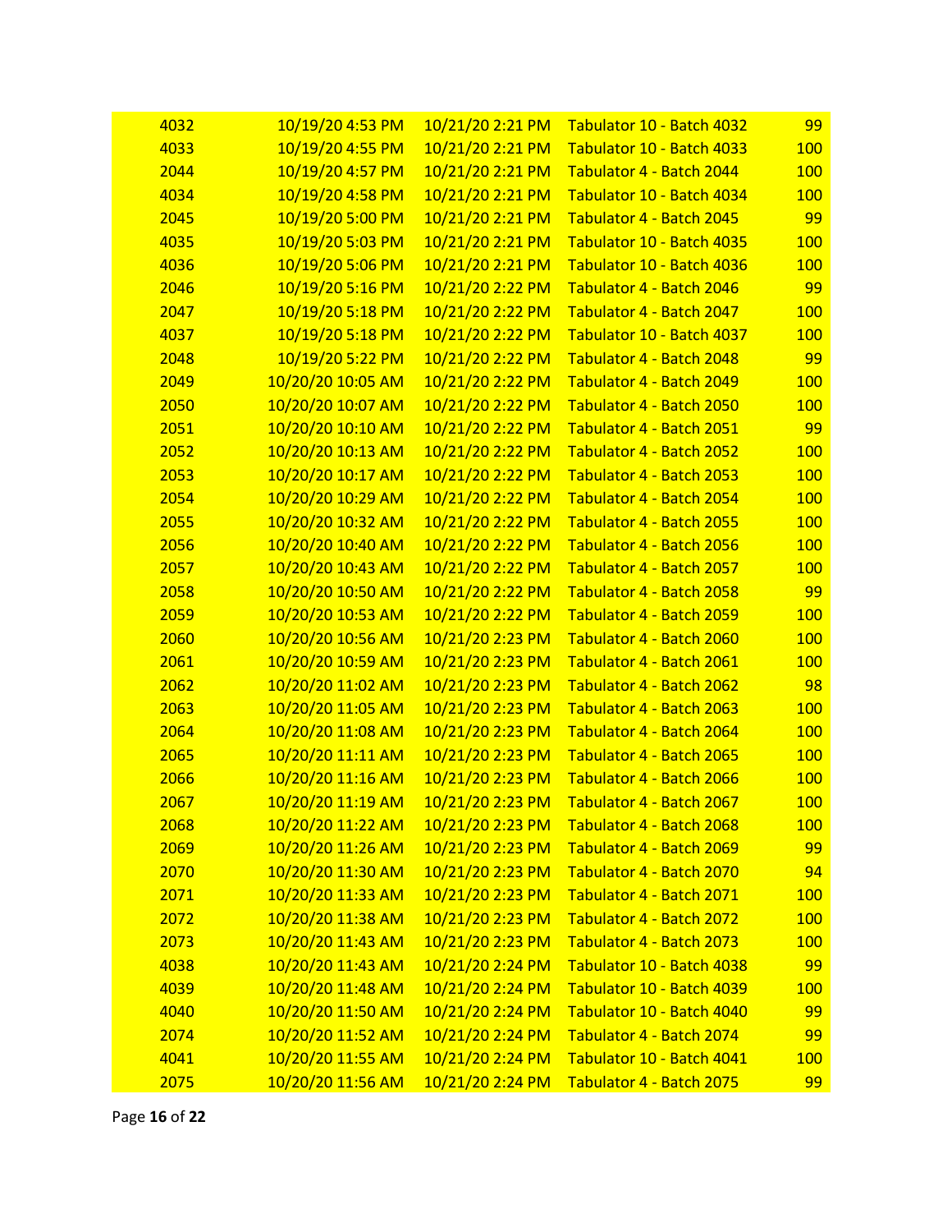| | | | | |
|---|---|---|---|---|
| 4032 | 10/19/20 4:53 PM | 10/21/20 2:21 PM | Tabulator 10 - Batch 4032 | 99 |
| 4033 | 10/19/20 4:55 PM | 10/21/20 2:21 PM | Tabulator 10 - Batch 4033 | 100 |
| 2044 | 10/19/20 4:57 PM | 10/21/20 2:21 PM | Tabulator 4 - Batch 2044 | 100 |
| 4034 | 10/19/20 4:58 PM | 10/21/20 2:21 PM | Tabulator 10 - Batch 4034 | 100 |
| 2045 | 10/19/20 5:00 PM | 10/21/20 2:21 PM | Tabulator 4 - Batch 2045 | 99 |
| 4035 | 10/19/20 5:03 PM | 10/21/20 2:21 PM | Tabulator 10 - Batch 4035 | 100 |
| 4036 | 10/19/20 5:06 PM | 10/21/20 2:21 PM | Tabulator 10 - Batch 4036 | 100 |
| 2046 | 10/19/20 5:16 PM | 10/21/20 2:22 PM | Tabulator 4 - Batch 2046 | 99 |
| 2047 | 10/19/20 5:18 PM | 10/21/20 2:22 PM | Tabulator 4 - Batch 2047 | 100 |
| 4037 | 10/19/20 5:18 PM | 10/21/20 2:22 PM | Tabulator 10 - Batch 4037 | 100 |
| 2048 | 10/19/20 5:22 PM | 10/21/20 2:22 PM | Tabulator 4 - Batch 2048 | 99 |
| 2049 | 10/20/20 10:05 AM | 10/21/20 2:22 PM | Tabulator 4 - Batch 2049 | 100 |
| 2050 | 10/20/20 10:07 AM | 10/21/20 2:22 PM | Tabulator 4 - Batch 2050 | 100 |
| 2051 | 10/20/20 10:10 AM | 10/21/20 2:22 PM | Tabulator 4 - Batch 2051 | 99 |
| 2052 | 10/20/20 10:13 AM | 10/21/20 2:22 PM | Tabulator 4 - Batch 2052 | 100 |
| 2053 | 10/20/20 10:17 AM | 10/21/20 2:22 PM | Tabulator 4 - Batch 2053 | 100 |
| 2054 | 10/20/20 10:29 AM | 10/21/20 2:22 PM | Tabulator 4 - Batch 2054 | 100 |
| 2055 | 10/20/20 10:32 AM | 10/21/20 2:22 PM | Tabulator 4 - Batch 2055 | 100 |
| 2056 | 10/20/20 10:40 AM | 10/21/20 2:22 PM | Tabulator 4 - Batch 2056 | 100 |
| 2057 | 10/20/20 10:43 AM | 10/21/20 2:22 PM | Tabulator 4 - Batch 2057 | 100 |
| 2058 | 10/20/20 10:50 AM | 10/21/20 2:22 PM | Tabulator 4 - Batch 2058 | 99 |
| 2059 | 10/20/20 10:53 AM | 10/21/20 2:22 PM | Tabulator 4 - Batch 2059 | 100 |
| 2060 | 10/20/20 10:56 AM | 10/21/20 2:23 PM | Tabulator 4 - Batch 2060 | 100 |
| 2061 | 10/20/20 10:59 AM | 10/21/20 2:23 PM | Tabulator 4 - Batch 2061 | 100 |
| 2062 | 10/20/20 11:02 AM | 10/21/20 2:23 PM | Tabulator 4 - Batch 2062 | 98 |
| 2063 | 10/20/20 11:05 AM | 10/21/20 2:23 PM | Tabulator 4 - Batch 2063 | 100 |
| 2064 | 10/20/20 11:08 AM | 10/21/20 2:23 PM | Tabulator 4 - Batch 2064 | 100 |
| 2065 | 10/20/20 11:11 AM | 10/21/20 2:23 PM | Tabulator 4 - Batch 2065 | 100 |
| 2066 | 10/20/20 11:16 AM | 10/21/20 2:23 PM | Tabulator 4 - Batch 2066 | 100 |
| 2067 | 10/20/20 11:19 AM | 10/21/20 2:23 PM | Tabulator 4 - Batch 2067 | 100 |
| 2068 | 10/20/20 11:22 AM | 10/21/20 2:23 PM | Tabulator 4 - Batch 2068 | 100 |
| 2069 | 10/20/20 11:26 AM | 10/21/20 2:23 PM | Tabulator 4 - Batch 2069 | 99 |
| 2070 | 10/20/20 11:30 AM | 10/21/20 2:23 PM | Tabulator 4 - Batch 2070 | 94 |
| 2071 | 10/20/20 11:33 AM | 10/21/20 2:23 PM | Tabulator 4 - Batch 2071 | 100 |
| 2072 | 10/20/20 11:38 AM | 10/21/20 2:23 PM | Tabulator 4 - Batch 2072 | 100 |
| 2073 | 10/20/20 11:43 AM | 10/21/20 2:23 PM | Tabulator 4 - Batch 2073 | 100 |
| 4038 | 10/20/20 11:43 AM | 10/21/20 2:24 PM | Tabulator 10 - Batch 4038 | 99 |
| 4039 | 10/20/20 11:48 AM | 10/21/20 2:24 PM | Tabulator 10 - Batch 4039 | 100 |
| 4040 | 10/20/20 11:50 AM | 10/21/20 2:24 PM | Tabulator 10 - Batch 4040 | 99 |
| 2074 | 10/20/20 11:52 AM | 10/21/20 2:24 PM | Tabulator 4 - Batch 2074 | 99 |
| 4041 | 10/20/20 11:55 AM | 10/21/20 2:24 PM | Tabulator 10 - Batch 4041 | 100 |
| 2075 | 10/20/20 11:56 AM | 10/21/20 2:24 PM | Tabulator 4 - Batch 2075 | 99 |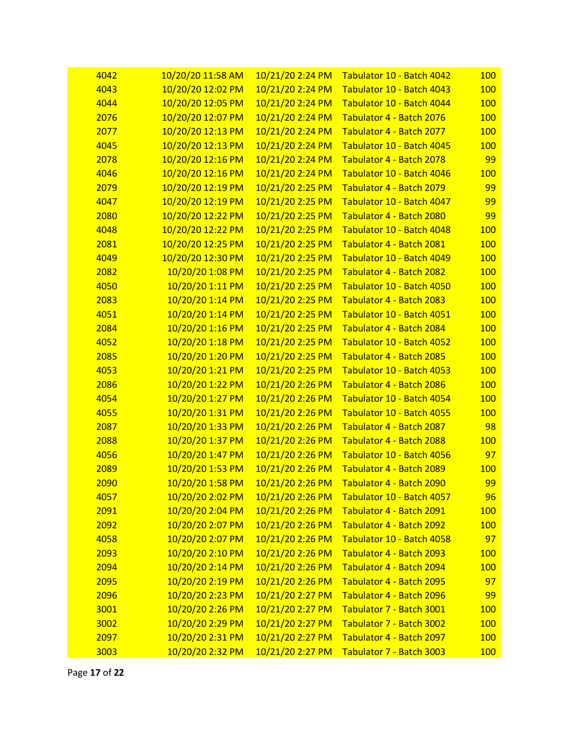| | | | | |
|---|---|---|---|---|
| 4042 | 10/20/20 11:58 AM | 10/21/20 2:24 PM | Tabulator 10 - Batch 4042 | 100 |
| 4043 | 10/20/20 12:02 PM | 10/21/20 2:24 PM | Tabulator 10 - Batch 4043 | 100 |
| 4044 | 10/20/20 12:05 PM | 10/21/20 2:24 PM | Tabulator 10 - Batch 4044 | 100 |
| 2076 | 10/20/20 12:07 PM | 10/21/20 2:24 PM | Tabulator 4 - Batch 2076 | 100 |
| 2077 | 10/20/20 12:13 PM | 10/21/20 2:24 PM | Tabulator 4 - Batch 2077 | 100 |
| 4045 | 10/20/20 12:13 PM | 10/21/20 2:24 PM | Tabulator 10 - Batch 4045 | 100 |
| 2078 | 10/20/20 12:16 PM | 10/21/20 2:24 PM | Tabulator 4 - Batch 2078 | 99 |
| 4046 | 10/20/20 12:16 PM | 10/21/20 2:24 PM | Tabulator 10 - Batch 4046 | 100 |
| 2079 | 10/20/20 12:19 PM | 10/21/20 2:25 PM | Tabulator 4 - Batch 2079 | 99 |
| 4047 | 10/20/20 12:19 PM | 10/21/20 2:25 PM | Tabulator 10 - Batch 4047 | 99 |
| 2080 | 10/20/20 12:22 PM | 10/21/20 2:25 PM | Tabulator 4 - Batch 2080 | 99 |
| 4048 | 10/20/20 12:22 PM | 10/21/20 2:25 PM | Tabulator 10 - Batch 4048 | 100 |
| 2081 | 10/20/20 12:25 PM | 10/21/20 2:25 PM | Tabulator 4 - Batch 2081 | 100 |
| 4049 | 10/20/20 12:30 PM | 10/21/20 2:25 PM | Tabulator 10 - Batch 4049 | 100 |
| 2082 | 10/20/20 1:08 PM | 10/21/20 2:25 PM | Tabulator 4 - Batch 2082 | 100 |
| 4050 | 10/20/20 1:11 PM | 10/21/20 2:25 PM | Tabulator 10 - Batch 4050 | 100 |
| 2083 | 10/20/20 1:14 PM | 10/21/20 2:25 PM | Tabulator 4 - Batch 2083 | 100 |
| 4051 | 10/20/20 1:14 PM | 10/21/20 2:25 PM | Tabulator 10 - Batch 4051 | 100 |
| 2084 | 10/20/20 1:16 PM | 10/21/20 2:25 PM | Tabulator 4 - Batch 2084 | 100 |
| 4052 | 10/20/20 1:18 PM | 10/21/20 2:25 PM | Tabulator 10 - Batch 4052 | 100 |
| 2085 | 10/20/20 1:20 PM | 10/21/20 2:25 PM | Tabulator 4 - Batch 2085 | 100 |
| 4053 | 10/20/20 1:21 PM | 10/21/20 2:25 PM | Tabulator 10 - Batch 4053 | 100 |
| 2086 | 10/20/20 1:22 PM | 10/21/20 2:26 PM | Tabulator 4 - Batch 2086 | 100 |
| 4054 | 10/20/20 1:27 PM | 10/21/20 2:26 PM | Tabulator 10 - Batch 4054 | 100 |
| 4055 | 10/20/20 1:31 PM | 10/21/20 2:26 PM | Tabulator 10 - Batch 4055 | 100 |
| 2087 | 10/20/20 1:33 PM | 10/21/20 2:26 PM | Tabulator 4 - Batch 2087 | 98 |
| 2088 | 10/20/20 1:37 PM | 10/21/20 2:26 PM | Tabulator 4 - Batch 2088 | 100 |
| 4056 | 10/20/20 1:47 PM | 10/21/20 2:26 PM | Tabulator 10 - Batch 4056 | 97 |
| 2089 | 10/20/20 1:53 PM | 10/21/20 2:26 PM | Tabulator 4 - Batch 2089 | 100 |
| 2090 | 10/20/20 1:58 PM | 10/21/20 2:26 PM | Tabulator 4 - Batch 2090 | 99 |
| 4057 | 10/20/20 2:02 PM | 10/21/20 2:26 PM | Tabulator 10 - Batch 4057 | 96 |
| 2091 | 10/20/20 2:04 PM | 10/21/20 2:26 PM | Tabulator 4 - Batch 2091 | 100 |
| 2092 | 10/20/20 2:07 PM | 10/21/20 2:26 PM | Tabulator 4 - Batch 2092 | 100 |
| 4058 | 10/20/20 2:07 PM | 10/21/20 2:26 PM | Tabulator 10 - Batch 4058 | 97 |
| 2093 | 10/20/20 2:10 PM | 10/21/20 2:26 PM | Tabulator 4 - Batch 2093 | 100 |
| 2094 | 10/20/20 2:14 PM | 10/21/20 2:26 PM | Tabulator 4 - Batch 2094 | 100 |
| 2095 | 10/20/20 2:19 PM | 10/21/20 2:26 PM | Tabulator 4 - Batch 2095 | 97 |
| 2096 | 10/20/20 2:23 PM | 10/21/20 2:27 PM | Tabulator 4 - Batch 2096 | 99 |
| 3001 | 10/20/20 2:26 PM | 10/21/20 2:27 PM | Tabulator 7 - Batch 3001 | 100 |
| 3002 | 10/20/20 2:29 PM | 10/21/20 2:27 PM | Tabulator 7 - Batch 3002 | 100 |
| 2097 | 10/20/20 2:31 PM | 10/21/20 2:27 PM | Tabulator 4 - Batch 2097 | 100 |
| 3003 | 10/20/20 2:32 PM | 10/21/20 2:27 PM | Tabulator 7 - Batch 3003 | 100 |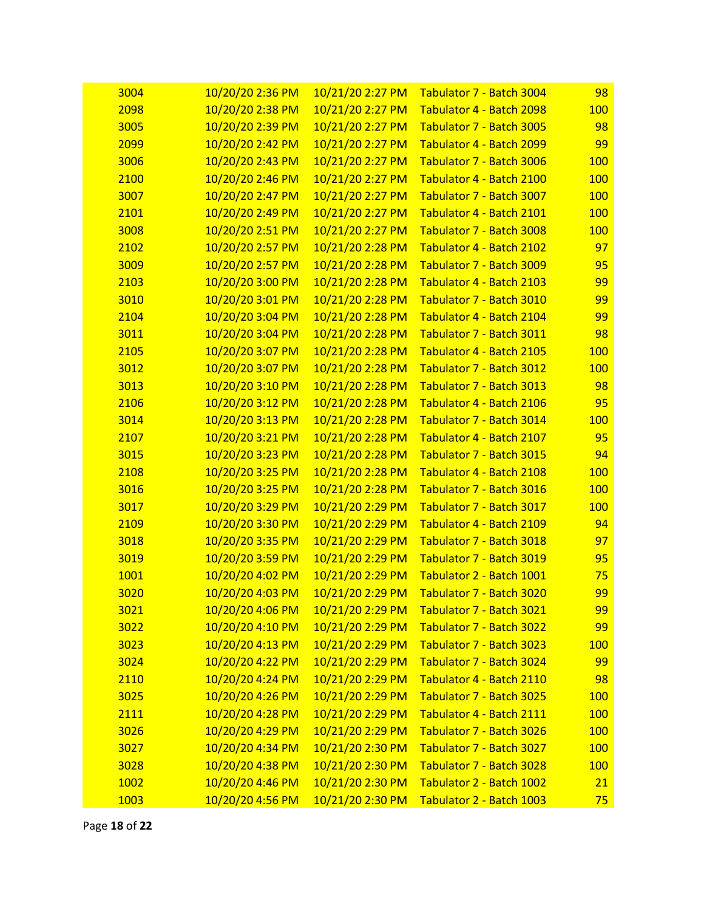| | | | | |
|---|---|---|---|---|
| 3004 | 10/20/20 2:36 PM | 10/21/20 2:27 PM | Tabulator 7 - Batch 3004 | 98 |
| 2098 | 10/20/20 2:38 PM | 10/21/20 2:27 PM | Tabulator 4 - Batch 2098 | 100 |
| 3005 | 10/20/20 2:39 PM | 10/21/20 2:27 PM | Tabulator 7 - Batch 3005 | 98 |
| 2099 | 10/20/20 2:42 PM | 10/21/20 2:27 PM | Tabulator 4 - Batch 2099 | 99 |
| 3006 | 10/20/20 2:43 PM | 10/21/20 2:27 PM | Tabulator 7 - Batch 3006 | 100 |
| 2100 | 10/20/20 2:46 PM | 10/21/20 2:27 PM | Tabulator 4 - Batch 2100 | 100 |
| 3007 | 10/20/20 2:47 PM | 10/21/20 2:27 PM | Tabulator 7 - Batch 3007 | 100 |
| 2101 | 10/20/20 2:49 PM | 10/21/20 2:27 PM | Tabulator 4 - Batch 2101 | 100 |
| 3008 | 10/20/20 2:51 PM | 10/21/20 2:27 PM | Tabulator 7 - Batch 3008 | 100 |
| 2102 | 10/20/20 2:57 PM | 10/21/20 2:28 PM | Tabulator 4 - Batch 2102 | 97 |
| 3009 | 10/20/20 2:57 PM | 10/21/20 2:28 PM | Tabulator 7 - Batch 3009 | 95 |
| 2103 | 10/20/20 3:00 PM | 10/21/20 2:28 PM | Tabulator 4 - Batch 2103 | 99 |
| 3010 | 10/20/20 3:01 PM | 10/21/20 2:28 PM | Tabulator 7 - Batch 3010 | 99 |
| 2104 | 10/20/20 3:04 PM | 10/21/20 2:28 PM | Tabulator 4 - Batch 2104 | 99 |
| 3011 | 10/20/20 3:04 PM | 10/21/20 2:28 PM | Tabulator 7 - Batch 3011 | 98 |
| 2105 | 10/20/20 3:07 PM | 10/21/20 2:28 PM | Tabulator 4 - Batch 2105 | 100 |
| 3012 | 10/20/20 3:07 PM | 10/21/20 2:28 PM | Tabulator 7 - Batch 3012 | 100 |
| 3013 | 10/20/20 3:10 PM | 10/21/20 2:28 PM | Tabulator 7 - Batch 3013 | 98 |
| 2106 | 10/20/20 3:12 PM | 10/21/20 2:28 PM | Tabulator 4 - Batch 2106 | 95 |
| 3014 | 10/20/20 3:13 PM | 10/21/20 2:28 PM | Tabulator 7 - Batch 3014 | 100 |
| 2107 | 10/20/20 3:21 PM | 10/21/20 2:28 PM | Tabulator 4 - Batch 2107 | 95 |
| 3015 | 10/20/20 3:23 PM | 10/21/20 2:28 PM | Tabulator 7 - Batch 3015 | 94 |
| 2108 | 10/20/20 3:25 PM | 10/21/20 2:28 PM | Tabulator 4 - Batch 2108 | 100 |
| 3016 | 10/20/20 3:25 PM | 10/21/20 2:28 PM | Tabulator 7 - Batch 3016 | 100 |
| 3017 | 10/20/20 3:29 PM | 10/21/20 2:29 PM | Tabulator 7 - Batch 3017 | 100 |
| 2109 | 10/20/20 3:30 PM | 10/21/20 2:29 PM | Tabulator 4 - Batch 2109 | 94 |
| 3018 | 10/20/20 3:35 PM | 10/21/20 2:29 PM | Tabulator 7 - Batch 3018 | 97 |
| 3019 | 10/20/20 3:59 PM | 10/21/20 2:29 PM | Tabulator 7 - Batch 3019 | 95 |
| 1001 | 10/20/20 4:02 PM | 10/21/20 2:29 PM | Tabulator 2 - Batch 1001 | 75 |
| 3020 | 10/20/20 4:03 PM | 10/21/20 2:29 PM | Tabulator 7 - Batch 3020 | 99 |
| 3021 | 10/20/20 4:06 PM | 10/21/20 2:29 PM | Tabulator 7 - Batch 3021 | 99 |
| 3022 | 10/20/20 4:10 PM | 10/21/20 2:29 PM | Tabulator 7 - Batch 3022 | 99 |
| 3023 | 10/20/20 4:13 PM | 10/21/20 2:29 PM | Tabulator 7 - Batch 3023 | 100 |
| 3024 | 10/20/20 4:22 PM | 10/21/20 2:29 PM | Tabulator 7 - Batch 3024 | 99 |
| 2110 | 10/20/20 4:24 PM | 10/21/20 2:29 PM | Tabulator 4 - Batch 2110 | 98 |
| 3025 | 10/20/20 4:26 PM | 10/21/20 2:29 PM | Tabulator 7 - Batch 3025 | 100 |
| 2111 | 10/20/20 4:28 PM | 10/21/20 2:29 PM | Tabulator 4 - Batch 2111 | 100 |
| 3026 | 10/20/20 4:29 PM | 10/21/20 2:29 PM | Tabulator 7 - Batch 3026 | 100 |
| 3027 | 10/20/20 4:34 PM | 10/21/20 2:30 PM | Tabulator 7 - Batch 3027 | 100 |
| 3028 | 10/20/20 4:38 PM | 10/21/20 2:30 PM | Tabulator 7 - Batch 3028 | 100 |
| 1002 | 10/20/20 4:46 PM | 10/21/20 2:30 PM | Tabulator 2 - Batch 1002 | 21 |
| 1003 | 10/20/20 4:56 PM | 10/21/20 2:30 PM | Tabulator 2 - Batch 1003 | 75 |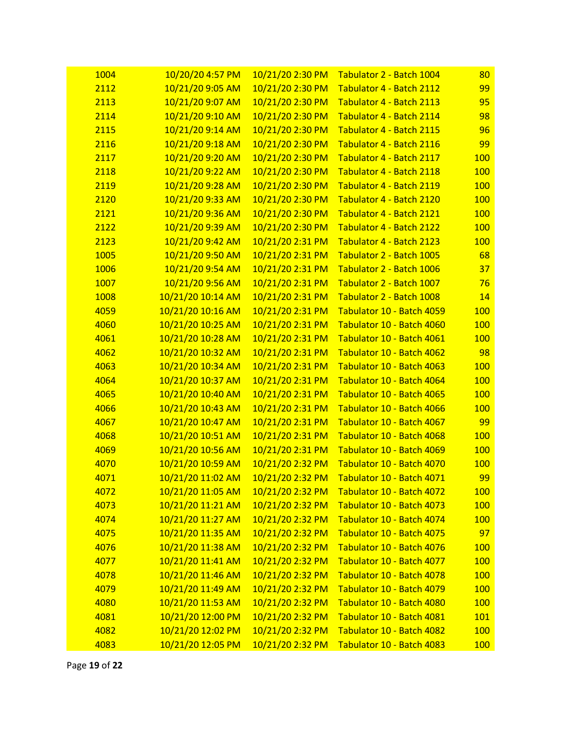| | | | | |
|---|---|---|---|---|
| 1004 | 10/20/20 4:57 PM | 10/21/20 2:30 PM | Tabulator 2 - Batch 1004 | 80 |
| 2112 | 10/21/20 9:05 AM | 10/21/20 2:30 PM | Tabulator 4 - Batch 2112 | 99 |
| 2113 | 10/21/20 9:07 AM | 10/21/20 2:30 PM | Tabulator 4 - Batch 2113 | 95 |
| 2114 | 10/21/20 9:10 AM | 10/21/20 2:30 PM | Tabulator 4 - Batch 2114 | 98 |
| 2115 | 10/21/20 9:14 AM | 10/21/20 2:30 PM | Tabulator 4 - Batch 2115 | 96 |
| 2116 | 10/21/20 9:18 AM | 10/21/20 2:30 PM | Tabulator 4 - Batch 2116 | 99 |
| 2117 | 10/21/20 9:20 AM | 10/21/20 2:30 PM | Tabulator 4 - Batch 2117 | 100 |
| 2118 | 10/21/20 9:22 AM | 10/21/20 2:30 PM | Tabulator 4 - Batch 2118 | 100 |
| 2119 | 10/21/20 9:28 AM | 10/21/20 2:30 PM | Tabulator 4 - Batch 2119 | 100 |
| 2120 | 10/21/20 9:33 AM | 10/21/20 2:30 PM | Tabulator 4 - Batch 2120 | 100 |
| 2121 | 10/21/20 9:36 AM | 10/21/20 2:30 PM | Tabulator 4 - Batch 2121 | 100 |
| 2122 | 10/21/20 9:39 AM | 10/21/20 2:30 PM | Tabulator 4 - Batch 2122 | 100 |
| 2123 | 10/21/20 9:42 AM | 10/21/20 2:31 PM | Tabulator 4 - Batch 2123 | 100 |
| 1005 | 10/21/20 9:50 AM | 10/21/20 2:31 PM | Tabulator 2 - Batch 1005 | 68 |
| 1006 | 10/21/20 9:54 AM | 10/21/20 2:31 PM | Tabulator 2 - Batch 1006 | 37 |
| 1007 | 10/21/20 9:56 AM | 10/21/20 2:31 PM | Tabulator 2 - Batch 1007 | 76 |
| 1008 | 10/21/20 10:14 AM | 10/21/20 2:31 PM | Tabulator 2 - Batch 1008 | 14 |
| 4059 | 10/21/20 10:16 AM | 10/21/20 2:31 PM | Tabulator 10 - Batch 4059 | 100 |
| 4060 | 10/21/20 10:25 AM | 10/21/20 2:31 PM | Tabulator 10 - Batch 4060 | 100 |
| 4061 | 10/21/20 10:28 AM | 10/21/20 2:31 PM | Tabulator 10 - Batch 4061 | 100 |
| 4062 | 10/21/20 10:32 AM | 10/21/20 2:31 PM | Tabulator 10 - Batch 4062 | 98 |
| 4063 | 10/21/20 10:34 AM | 10/21/20 2:31 PM | Tabulator 10 - Batch 4063 | 100 |
| 4064 | 10/21/20 10:37 AM | 10/21/20 2:31 PM | Tabulator 10 - Batch 4064 | 100 |
| 4065 | 10/21/20 10:40 AM | 10/21/20 2:31 PM | Tabulator 10 - Batch 4065 | 100 |
| 4066 | 10/21/20 10:43 AM | 10/21/20 2:31 PM | Tabulator 10 - Batch 4066 | 100 |
| 4067 | 10/21/20 10:47 AM | 10/21/20 2:31 PM | Tabulator 10 - Batch 4067 | 99 |
| 4068 | 10/21/20 10:51 AM | 10/21/20 2:31 PM | Tabulator 10 - Batch 4068 | 100 |
| 4069 | 10/21/20 10:56 AM | 10/21/20 2:31 PM | Tabulator 10 - Batch 4069 | 100 |
| 4070 | 10/21/20 10:59 AM | 10/21/20 2:32 PM | Tabulator 10 - Batch 4070 | 100 |
| 4071 | 10/21/20 11:02 AM | 10/21/20 2:32 PM | Tabulator 10 - Batch 4071 | 99 |
| 4072 | 10/21/20 11:05 AM | 10/21/20 2:32 PM | Tabulator 10 - Batch 4072 | 100 |
| 4073 | 10/21/20 11:21 AM | 10/21/20 2:32 PM | Tabulator 10 - Batch 4073 | 100 |
| 4074 | 10/21/20 11:27 AM | 10/21/20 2:32 PM | Tabulator 10 - Batch 4074 | 100 |
| 4075 | 10/21/20 11:35 AM | 10/21/20 2:32 PM | Tabulator 10 - Batch 4075 | 97 |
| 4076 | 10/21/20 11:38 AM | 10/21/20 2:32 PM | Tabulator 10 - Batch 4076 | 100 |
| 4077 | 10/21/20 11:41 AM | 10/21/20 2:32 PM | Tabulator 10 - Batch 4077 | 100 |
| 4078 | 10/21/20 11:46 AM | 10/21/20 2:32 PM | Tabulator 10 - Batch 4078 | 100 |
| 4079 | 10/21/20 11:49 AM | 10/21/20 2:32 PM | Tabulator 10 - Batch 4079 | 100 |
| 4080 | 10/21/20 11:53 AM | 10/21/20 2:32 PM | Tabulator 10 - Batch 4080 | 100 |
| 4081 | 10/21/20 12:00 PM | 10/21/20 2:32 PM | Tabulator 10 - Batch 4081 | 101 |
| 4082 | 10/21/20 12:02 PM | 10/21/20 2:32 PM | Tabulator 10 - Batch 4082 | 100 |
| 4083 | 10/21/20 12:05 PM | 10/21/20 2:32 PM | Tabulator 10 - Batch 4083 | 100 |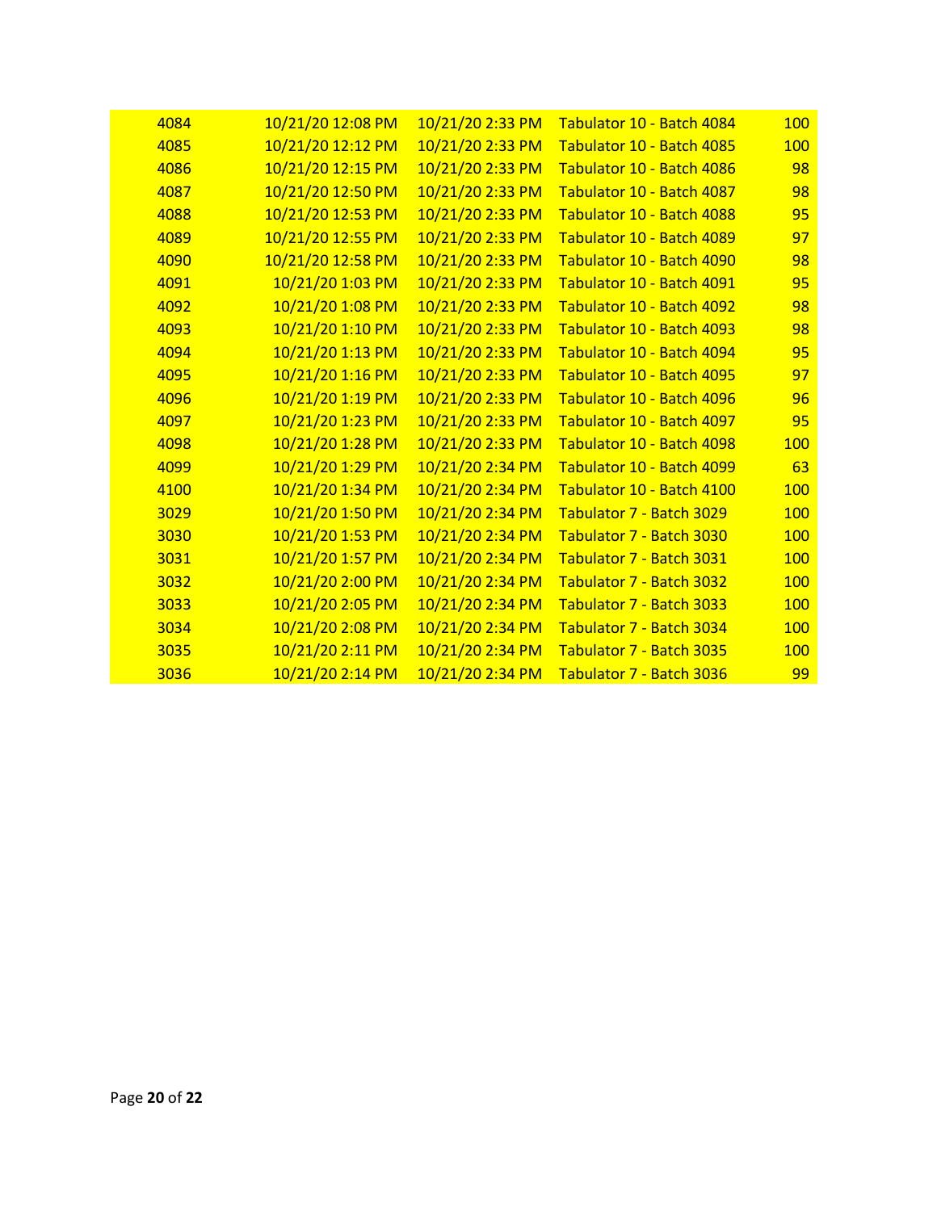| | | | | |
|---|---|---|---|---|
| 4084 | 10/21/20 12:08 PM | 10/21/20 2:33 PM | Tabulator 10 - Batch 4084 | 100 |
| 4085 | 10/21/20 12:12 PM | 10/21/20 2:33 PM | Tabulator 10 - Batch 4085 | 100 |
| 4086 | 10/21/20 12:15 PM | 10/21/20 2:33 PM | Tabulator 10 - Batch 4086 | 98 |
| 4087 | 10/21/20 12:50 PM | 10/21/20 2:33 PM | Tabulator 10 - Batch 4087 | 98 |
| 4088 | 10/21/20 12:53 PM | 10/21/20 2:33 PM | Tabulator 10 - Batch 4088 | 95 |
| 4089 | 10/21/20 12:55 PM | 10/21/20 2:33 PM | Tabulator 10 - Batch 4089 | 97 |
| 4090 | 10/21/20 12:58 PM | 10/21/20 2:33 PM | Tabulator 10 - Batch 4090 | 98 |
| 4091 | 10/21/20 1:03 PM | 10/21/20 2:33 PM | Tabulator 10 - Batch 4091 | 95 |
| 4092 | 10/21/20 1:08 PM | 10/21/20 2:33 PM | Tabulator 10 - Batch 4092 | 98 |
| 4093 | 10/21/20 1:10 PM | 10/21/20 2:33 PM | Tabulator 10 - Batch 4093 | 98 |
| 4094 | 10/21/20 1:13 PM | 10/21/20 2:33 PM | Tabulator 10 - Batch 4094 | 95 |
| 4095 | 10/21/20 1:16 PM | 10/21/20 2:33 PM | Tabulator 10 - Batch 4095 | 97 |
| 4096 | 10/21/20 1:19 PM | 10/21/20 2:33 PM | Tabulator 10 - Batch 4096 | 96 |
| 4097 | 10/21/20 1:23 PM | 10/21/20 2:33 PM | Tabulator 10 - Batch 4097 | 95 |
| 4098 | 10/21/20 1:28 PM | 10/21/20 2:33 PM | Tabulator 10 - Batch 4098 | 100 |
| 4099 | 10/21/20 1:29 PM | 10/21/20 2:34 PM | Tabulator 10 - Batch 4099 | 63 |
| 4100 | 10/21/20 1:34 PM | 10/21/20 2:34 PM | Tabulator 10 - Batch 4100 | 100 |
| 3029 | 10/21/20 1:50 PM | 10/21/20 2:34 PM | Tabulator 7 - Batch 3029 | 100 |
| 3030 | 10/21/20 1:53 PM | 10/21/20 2:34 PM | Tabulator 7 - Batch 3030 | 100 |
| 3031 | 10/21/20 1:57 PM | 10/21/20 2:34 PM | Tabulator 7 - Batch 3031 | 100 |
| 3032 | 10/21/20 2:00 PM | 10/21/20 2:34 PM | Tabulator 7 - Batch 3032 | 100 |
| 3033 | 10/21/20 2:05 PM | 10/21/20 2:34 PM | Tabulator 7 - Batch 3033 | 100 |
| 3034 | 10/21/20 2:08 PM | 10/21/20 2:34 PM | Tabulator 7 - Batch 3034 | 100 |
| 3035 | 10/21/20 2:11 PM | 10/21/20 2:34 PM | Tabulator 7 - Batch 3035 | 100 |
| 3036 | 10/21/20 2:14 PM | 10/21/20 2:34 PM | Tabulator 7 - Batch 3036 | 99 |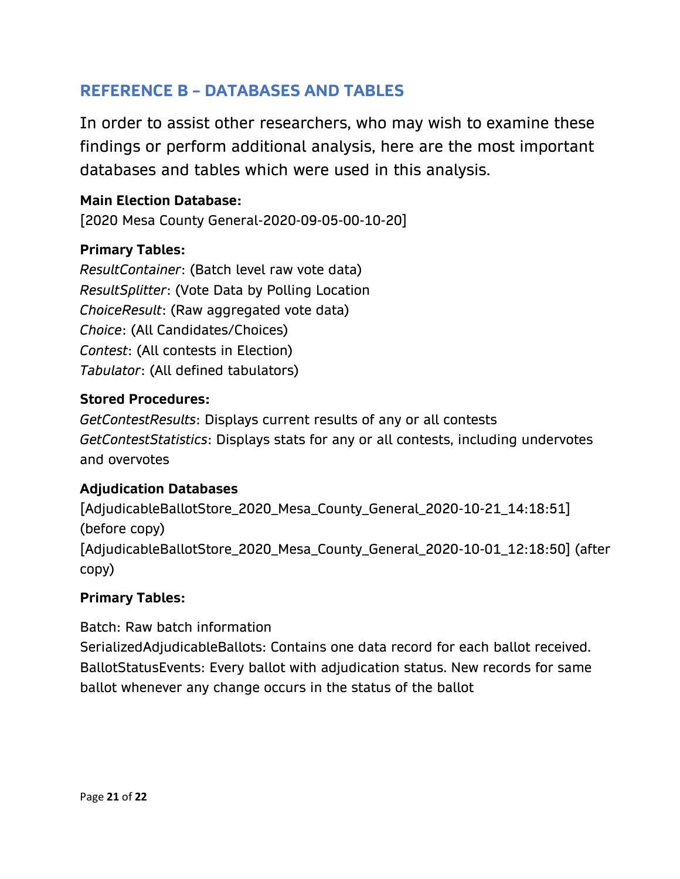## REFERENCE B – DATABASES AND TABLES

In order to assist other researchers, who may wish to examine these findings or perform additional analysis, here are the most important databases and tables which were used in this analysis.

**Main Election Database:**
[2020 Mesa County General-2020-09-05-00-10-20]

**Primary Tables:**
*ResultContainer*: (Batch level raw vote data)
*ResultSplitter*: (Vote Data by Polling Location
*ChoiceResult*: (Raw aggregated vote data)
*Choice*: (All Candidates/Choices)
*Contest*: (All contests in Election)
*Tabulator*: (All defined tabulators)

**Stored Procedures:**
*GetContestResults*: Displays current results of any or all contests
*GetContestStatistics*: Displays stats for any or all contests, including undervotes and overvotes

**Adjudication Databases**
[AdjudicableBallotStore_2020_Mesa_County_General_2020-10-21_14:18:51] (before copy)
[AdjudicableBallotStore_2020_Mesa_County_General_2020-10-01_12:18:50] (after copy)

**Primary Tables:**

Batch: Raw batch information
SerializedAdjudicableBallots: Contains one data record for each ballot received.
BallotStatusEvents: Every ballot with adjudication status. New records for same ballot whenever any change occurs in the status of the ballot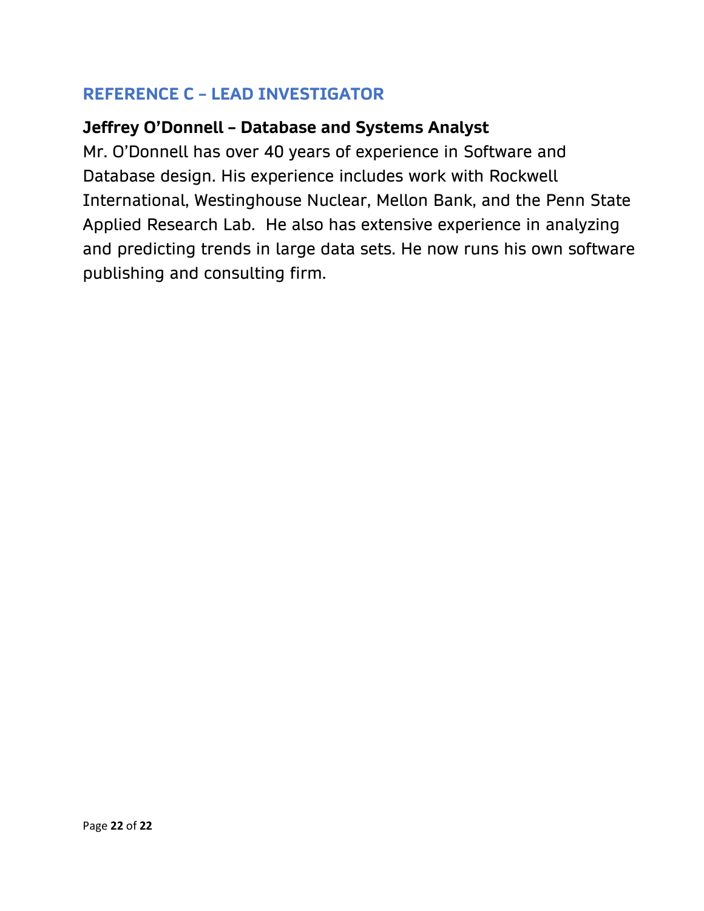## REFERENCE C – LEAD INVESTIGATOR

**Jeffrey O'Donnell – Database and Systems Analyst**

Mr. O'Donnell has over 40 years of experience in Software and Database design. His experience includes work with Rockwell International, Westinghouse Nuclear, Mellon Bank, and the Penn State Applied Research Lab. He also has extensive experience in analyzing and predicting trends in large data sets. He now runs his own software publishing and consulting firm.